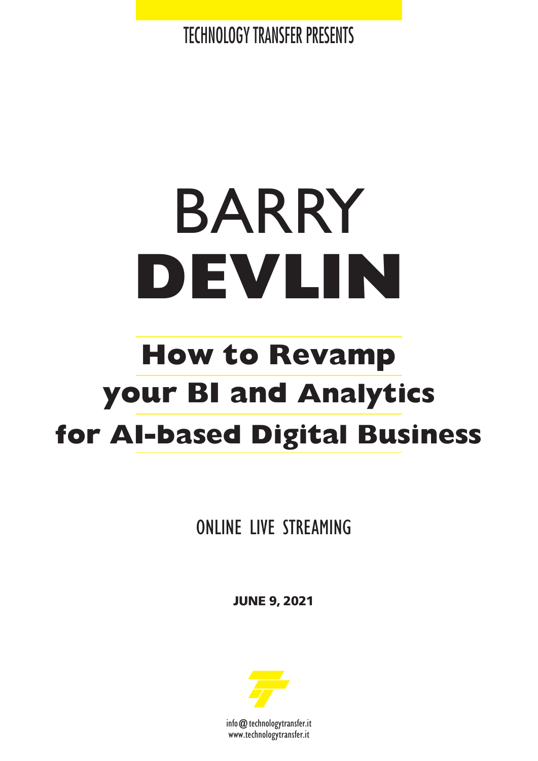TECHNOLOGY TRANSFER PRESENTS

# BARRY **DEVLIN**

## How to Revamp your BI and Analytics for AI-based Digital Business

ONLINE LIVE STREAMING

**JUNE 9, 2021**

info@technologytransfer.it
www.technologytransfer.it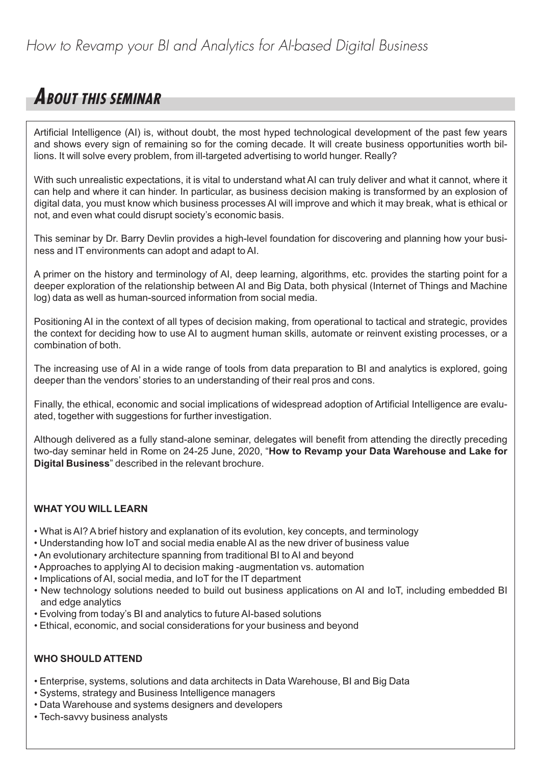*How to Revamp your BI and Analytics for AI-based Digital Business*

## ***ABOUT THIS SEMINAR***

Artificial Intelligence (AI) is, without doubt, the most hyped technological development of the past few years and shows every sign of remaining so for the coming decade. It will create business opportunities worth billions. It will solve every problem, from ill-targeted advertising to world hunger. Really?

With such unrealistic expectations, it is vital to understand what AI can truly deliver and what it cannot, where it can help and where it can hinder. In particular, as business decision making is transformed by an explosion of digital data, you must know which business processes AI will improve and which it may break, what is ethical or not, and even what could disrupt society's economic basis.

This seminar by Dr. Barry Devlin provides a high-level foundation for discovering and planning how your business and IT environments can adopt and adapt to AI.

A primer on the history and terminology of AI, deep learning, algorithms, etc. provides the starting point for a deeper exploration of the relationship between AI and Big Data, both physical (Internet of Things and Machine log) data as well as human-sourced information from social media.

Positioning AI in the context of all types of decision making, from operational to tactical and strategic, provides the context for deciding how to use AI to augment human skills, automate or reinvent existing processes, or a combination of both.

The increasing use of AI in a wide range of tools from data preparation to BI and analytics is explored, going deeper than the vendors' stories to an understanding of their real pros and cons.

Finally, the ethical, economic and social implications of widespread adoption of Artificial Intelligence are evaluated, together with suggestions for further investigation.

Although delivered as a fully stand-alone seminar, delegates will benefit from attending the directly preceding two-day seminar held in Rome on 24-25 June, 2020, "**How to Revamp your Data Warehouse and Lake for Digital Business**" described in the relevant brochure.

### WHAT YOU WILL LEARN

- What is AI? A brief history and explanation of its evolution, key concepts, and terminology
- Understanding how IoT and social media enable AI as the new driver of business value
- An evolutionary architecture spanning from traditional BI to AI and beyond
- Approaches to applying AI to decision making -augmentation vs. automation
- Implications of AI, social media, and IoT for the IT department
- New technology solutions needed to build out business applications on AI and IoT, including embedded BI and edge analytics
- Evolving from today's BI and analytics to future AI-based solutions
- Ethical, economic, and social considerations for your business and beyond

### WHO SHOULD ATTEND

- Enterprise, systems, solutions and data architects in Data Warehouse, BI and Big Data
- Systems, strategy and Business Intelligence managers
- Data Warehouse and systems designers and developers
- Tech-savvy business analysts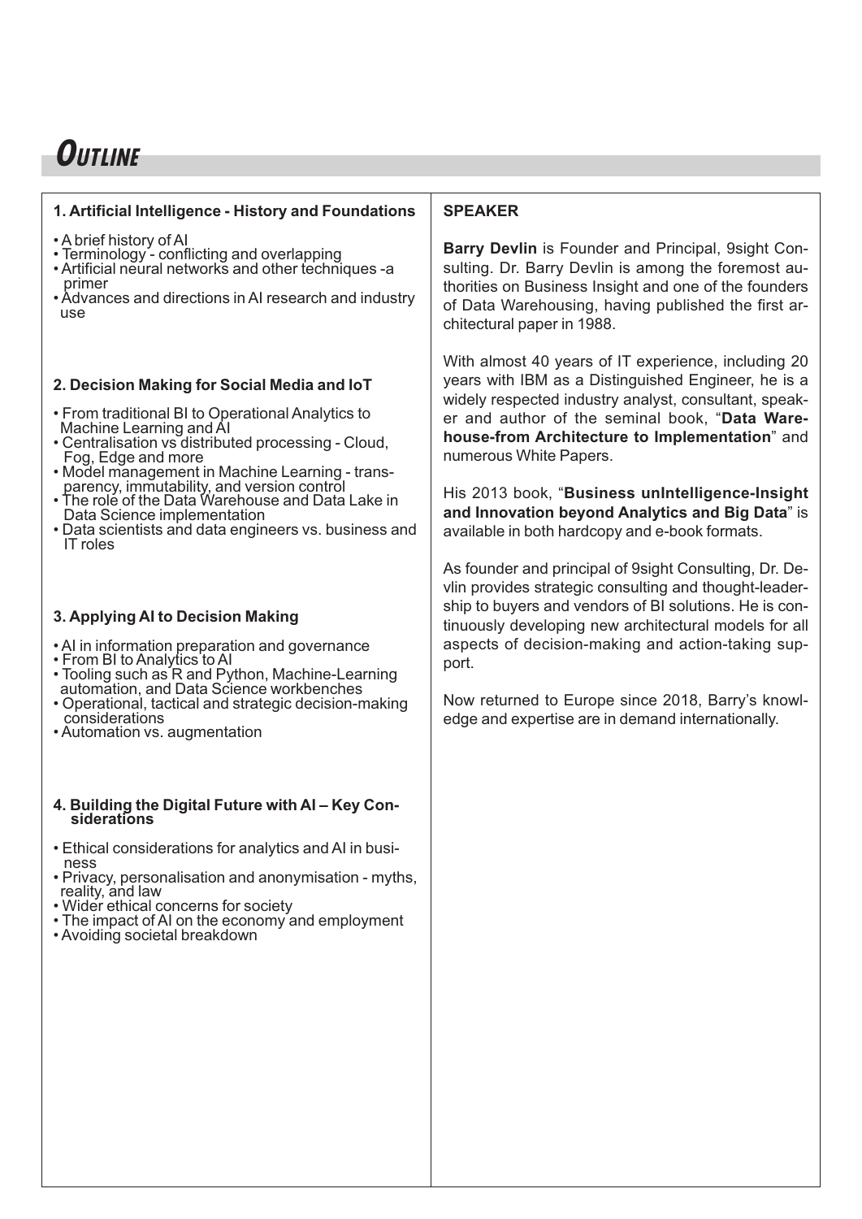# Outline

## 1. Artificial Intelligence - History and Foundations

- A brief history of AI
- Terminology - conflicting and overlapping
- Artificial neural networks and other techniques -a primer
- Advances and directions in AI research and industry use

## 2. Decision Making for Social Media and IoT

- From traditional BI to Operational Analytics to Machine Learning and AI
- Centralisation vs distributed processing - Cloud, Fog, Edge and more
- Model management in Machine Learning - transparency, immutability, and version control
- The role of the Data Warehouse and Data Lake in Data Science implementation
- Data scientists and data engineers vs. business and IT roles

## 3. Applying AI to Decision Making

- AI in information preparation and governance
- From BI to Analytics to AI
- Tooling such as R and Python, Machine-Learning automation, and Data Science workbenches
- Operational, tactical and strategic decision-making considerations
- Automation vs. augmentation

## 4. Building the Digital Future with AI – Key Considerations

- Ethical considerations for analytics and AI in business
- Privacy, personalisation and anonymisation - myths, reality, and law
- Wider ethical concerns for society
- The impact of AI on the economy and employment
- Avoiding societal breakdown

## SPEAKER

**Barry Devlin** is Founder and Principal, 9sight Consulting. Dr. Barry Devlin is among the foremost authorities on Business Insight and one of the founders of Data Warehousing, having published the first architectural paper in 1988.

With almost 40 years of IT experience, including 20 years with IBM as a Distinguished Engineer, he is a widely respected industry analyst, consultant, speaker and author of the seminal book, "**Data Warehouse-from Architecture to Implementation**" and numerous White Papers.

His 2013 book, "**Business unIntelligence-Insight and Innovation beyond Analytics and Big Data**" is available in both hardcopy and e-book formats.

As founder and principal of 9sight Consulting, Dr. Devlin provides strategic consulting and thought-leadership to buyers and vendors of BI solutions. He is continuously developing new architectural models for all aspects of decision-making and action-taking support.

Now returned to Europe since 2018, Barry's knowledge and expertise are in demand internationally.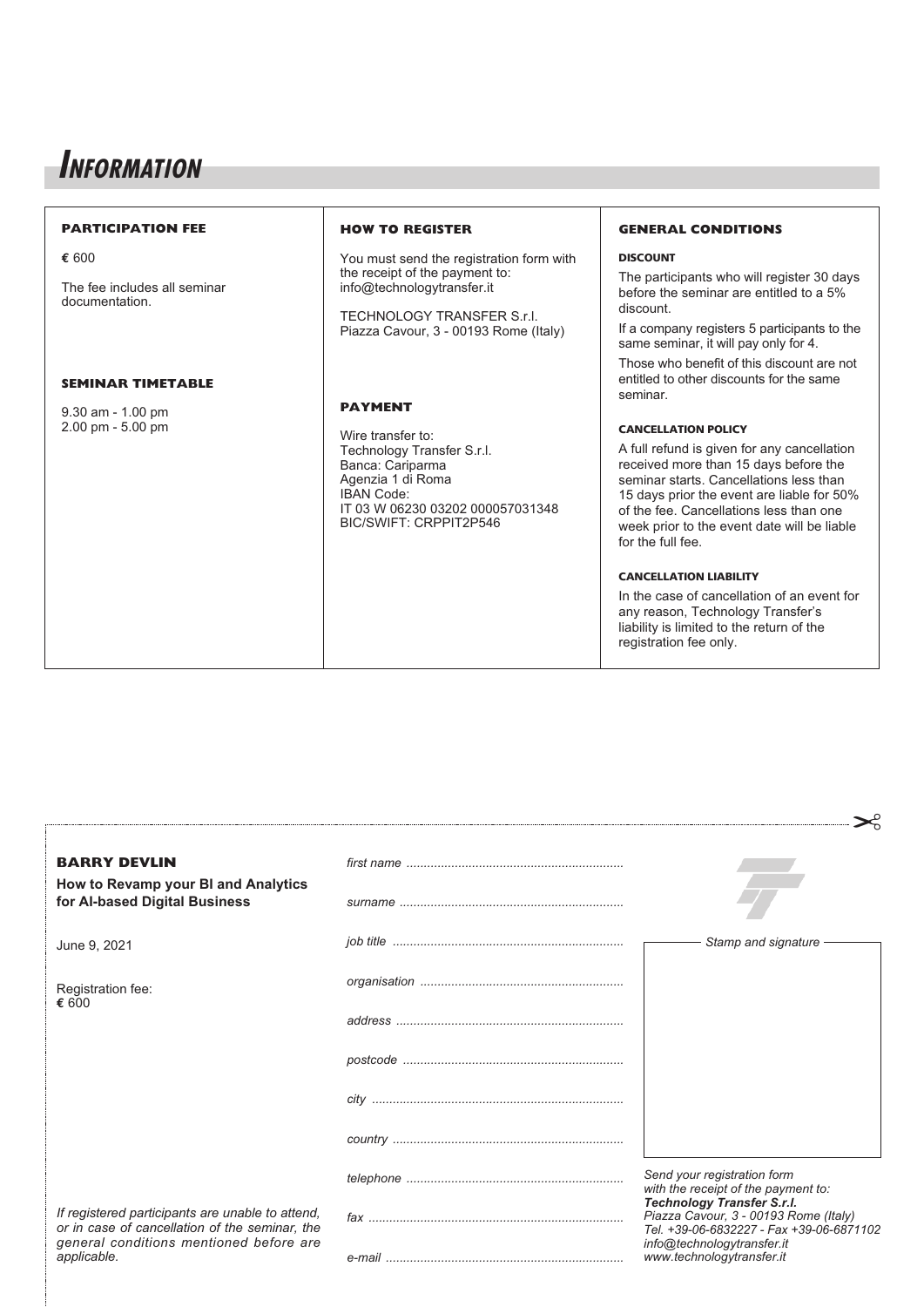# INFORMATION

## PARTICIPATION FEE

€ 600

The fee includes all seminar documentation.

## SEMINAR TIMETABLE

9.30 am - 1.00 pm
2.00 pm - 5.00 pm

## HOW TO REGISTER

You must send the registration form with the receipt of the payment to:
info@technologytransfer.it

TECHNOLOGY TRANSFER S.r.l.
Piazza Cavour, 3 - 00193 Rome (Italy)

## PAYMENT

Wire transfer to:
Technology Transfer S.r.l.
Banca: Cariparma
Agenzia 1 di Roma
IBAN Code:
IT 03 W 06230 03202 000057031348
BIC/SWIFT: CRPPIT2P546

## GENERAL CONDITIONS

### DISCOUNT

The participants who will register 30 days before the seminar are entitled to a 5% discount.

If a company registers 5 participants to the same seminar, it will pay only for 4.

Those who benefit of this discount are not entitled to other discounts for the same seminar.

### CANCELLATION POLICY

A full refund is given for any cancellation received more than 15 days before the seminar starts. Cancellations less than 15 days prior the event are liable for 50% of the fee. Cancellations less than one week prior to the event date will be liable for the full fee.

### CANCELLATION LIABILITY

In the case of cancellation of an event for any reason, Technology Transfer's liability is limited to the return of the registration fee only.

---

**BARRY DEVLIN**

**How to Revamp your BI and Analytics for AI-based Digital Business**

June 9, 2021

Registration fee:
€ 600

*first name* ..............................................................

*surname* ................................................................

*job title* ..................................................................

*organisation* ..........................................................

*address* .................................................................

*postcode* ...............................................................

*city* ........................................................................

*country* ..................................................................

*telephone* ..............................................................

*fax* .........................................................................

*e-mail* ....................................................................

*Stamp and signature*

*If registered participants are unable to attend, or in case of cancellation of the seminar, the general conditions mentioned before are applicable.*

*Send your registration form with the receipt of the payment to:*
***Technology Transfer S.r.l.***
*Piazza Cavour, 3 - 00193 Rome (Italy)*
*Tel. +39-06-6832227 - Fax +39-06-6871102*
*info@technologytransfer.it*
*www.technologytransfer.it*